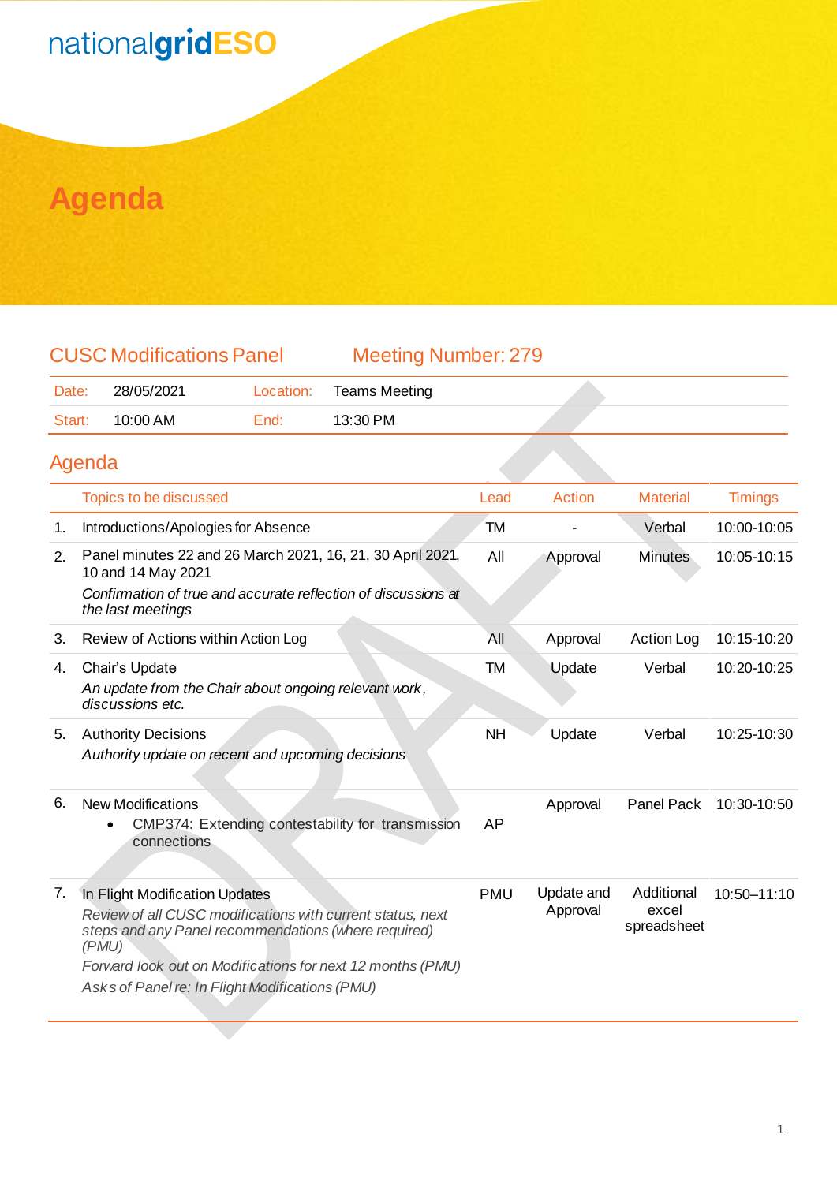# Agenda

## CUSC Modifications Panel — Meeting Number: 279

| Date: | 28/05/2021 | Location: | Teams Meeting |
|---|---|---|---|
| Start: | 10:00 AM | End: | 13:30 PM |

## Agenda

| | Topics to be discussed | Lead | Action | Material | Timings |
|---|---|---|---|---|---|
| 1. | Introductions/Apologies for Absence | TM | - | Verbal | 10:00-10:05 |
| 2. | Panel minutes 22 and 26 March 2021, 16, 21, 30 April 2021, 10 and 14 May 2021<br>*Confirmation of true and accurate reflection of discussions at the last meetings* | All | Approval | Minutes | 10:05-10:15 |
| 3. | Review of Actions within Action Log | All | Approval | Action Log | 10:15-10:20 |
| 4. | Chair's Update<br>*An update from the Chair about ongoing relevant work, discussions etc.* | TM | Update | Verbal | 10:20-10:25 |
| 5. | Authority Decisions<br>*Authority update on recent and upcoming decisions* | NH | Update | Verbal | 10:25-10:30 |
| 6. | New Modifications<br>• CMP374: Extending contestability for transmission connections | AP | Approval | Panel Pack | 10:30-10:50 |
| 7. | In Flight Modification Updates<br>*Review of all CUSC modifications with current status, next steps and any Panel recommendations (where required) (PMU)*<br>*Forward look out on Modifications for next 12 months (PMU)*<br>*Asks of Panel re: In Flight Modifications (PMU)* | PMU | Update and Approval | Additional excel spreadsheet | 10:50–11:10 |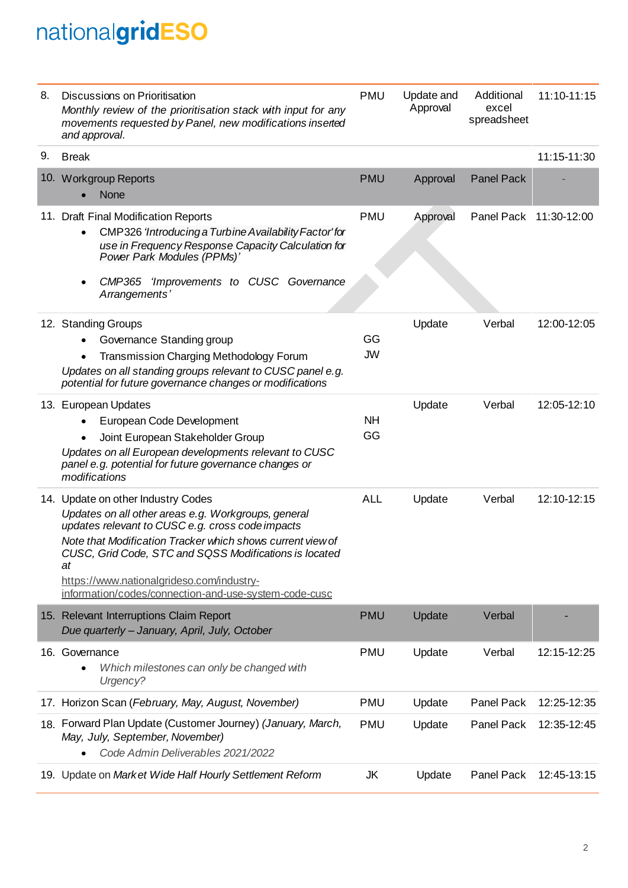| | | | | | |
|---|---|---|---|---|---|
| 8. | Discussions on Prioritisation<br>*Monthly review of the prioritisation stack with input for any movements requested by Panel, new modifications inserted and approval.* | PMU | Update and Approval | Additional excel spreadsheet | 11:10-11:15 |
| 9. | Break | | | | 11:15-11:30 |
| 10. | Workgroup Reports<br>• None | PMU | Approval | Panel Pack | - |
| 11. | Draft Final Modification Reports<br>• CMP326 *'Introducing a Turbine Availability Factor' for use in Frequency Response Capacity Calculation for Power Park Modules (PPMs)'*<br>• *CMP365 'Improvements to CUSC Governance Arrangements'* | PMU | Approval | Panel Pack | 11:30-12:00 |
| 12. | Standing Groups<br>• Governance Standing group<br>• Transmission Charging Methodology Forum<br>*Updates on all standing groups relevant to CUSC panel e.g. potential for future governance changes or modifications* | GG<br>JW | Update | Verbal | 12:00-12:05 |
| 13. | European Updates<br>• European Code Development<br>• Joint European Stakeholder Group<br>*Updates on all European developments relevant to CUSC panel e.g. potential for future governance changes or modifications* | NH<br>GG | Update | Verbal | 12:05-12:10 |
| 14. | Update on other Industry Codes<br>*Updates on all other areas e.g. Workgroups, general updates relevant to CUSC e.g. cross code impacts*<br>*Note that Modification Tracker which shows current view of CUSC, Grid Code, STC and SQSS Modifications is located at*<br>https://www.nationalgrideso.com/industry-information/codes/connection-and-use-system-code-cusc | ALL | Update | Verbal | 12:10-12:15 |
| 15. | Relevant Interruptions Claim Report<br>*Due quarterly – January, April, July, October* | PMU | Update | Verbal | - |
| 16. | Governance<br>• *Which milestones can only be changed with Urgency?* | PMU | Update | Verbal | 12:15-12:25 |
| 17. | Horizon Scan (*February, May, August, November*) | PMU | Update | Panel Pack | 12:25-12:35 |
| 18. | Forward Plan Update (Customer Journey) *(January, March, May, July, September, November)*<br>• *Code Admin Deliverables 2021/2022* | PMU | Update | Panel Pack | 12:35-12:45 |
| 19. | Update on *Market Wide Half Hourly Settlement Reform* | JK | Update | Panel Pack | 12:45-13:15 |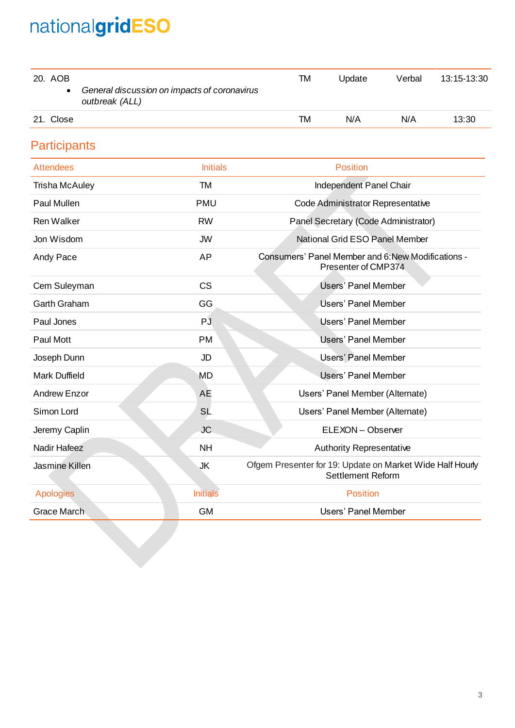| | | | | |
|---|---|---|---|---|
| 20. AOB<br>• *General discussion on impacts of coronavirus outbreak (ALL)* | TM | Update | Verbal | 13:15-13:30 |
| 21. Close | TM | N/A | N/A | 13:30 |

## Participants

| Attendees | Initials | Position |
|---|---|---|
| Trisha McAuley | TM | Independent Panel Chair |
| Paul Mullen | PMU | Code Administrator Representative |
| Ren Walker | RW | Panel Secretary (Code Administrator) |
| Jon Wisdom | JW | National Grid ESO Panel Member |
| Andy Pace | AP | Consumers' Panel Member and 6:New Modifications - Presenter of CMP374 |
| Cem Suleyman | CS | Users' Panel Member |
| Garth Graham | GG | Users' Panel Member |
| Paul Jones | PJ | Users' Panel Member |
| Paul Mott | PM | Users' Panel Member |
| Joseph Dunn | JD | Users' Panel Member |
| Mark Duffield | MD | Users' Panel Member |
| Andrew Enzor | AE | Users' Panel Member (Alternate) |
| Simon Lord | SL | Users' Panel Member (Alternate) |
| Jeremy Caplin | JC | ELEXON – Observer |
| Nadir Hafeez | NH | Authority Representative |
| Jasmine Killen | JK | Ofgem Presenter for 19: Update on Market Wide Half Hourly Settlement Reform |
| **Apologies** | **Initials** | **Position** |
| Grace March | GM | Users' Panel Member |